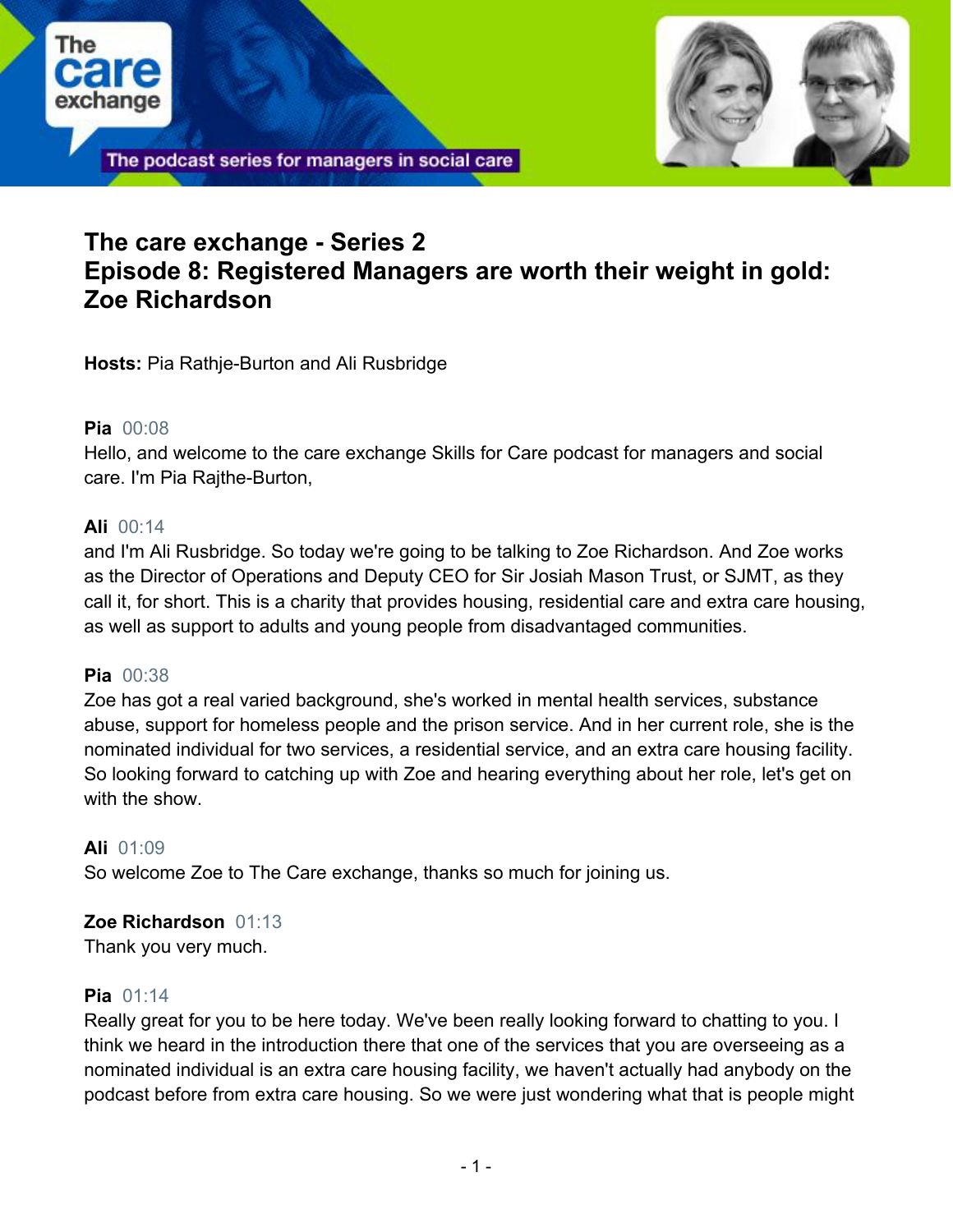# The care exchange - Series 2
# Episode 8: Registered Managers are worth their weight in gold: Zoe Richardson

**Hosts:** Pia Rathje-Burton and Ali Rusbridge

**Pia** 00:08
Hello, and welcome to the care exchange Skills for Care podcast for managers and social care. I'm Pia Rajthe-Burton,

**Ali** 00:14
and I'm Ali Rusbridge. So today we're going to be talking to Zoe Richardson. And Zoe works as the Director of Operations and Deputy CEO for Sir Josiah Mason Trust, or SJMT, as they call it, for short. This is a charity that provides housing, residential care and extra care housing, as well as support to adults and young people from disadvantaged communities.

**Pia** 00:38
Zoe has got a real varied background, she's worked in mental health services, substance abuse, support for homeless people and the prison service. And in her current role, she is the nominated individual for two services, a residential service, and an extra care housing facility. So looking forward to catching up with Zoe and hearing everything about her role, let's get on with the show.

**Ali** 01:09
So welcome Zoe to The Care exchange, thanks so much for joining us.

**Zoe Richardson** 01:13
Thank you very much.

**Pia** 01:14
Really great for you to be here today. We've been really looking forward to chatting to you. I think we heard in the introduction there that one of the services that you are overseeing as a nominated individual is an extra care housing facility, we haven't actually had anybody on the podcast before from extra care housing. So we were just wondering what that is people might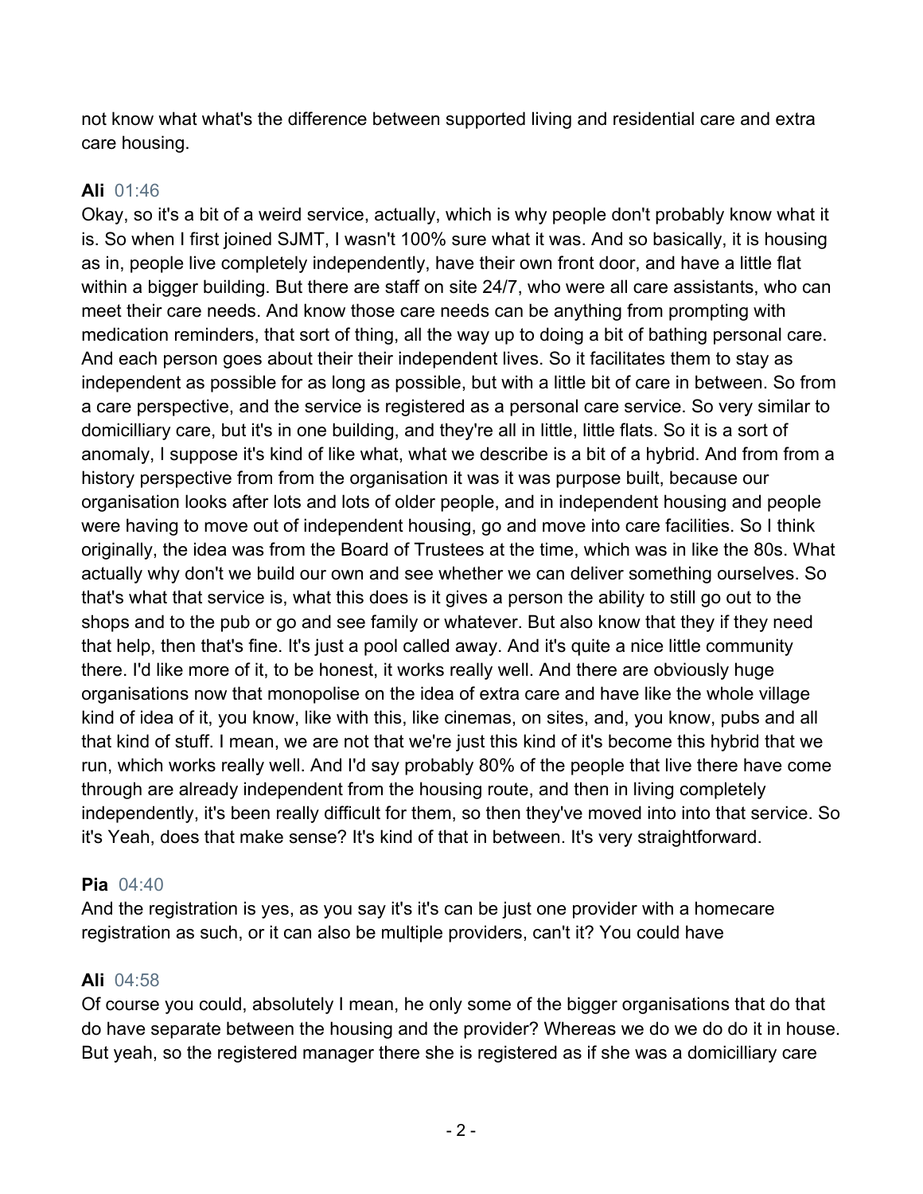not know what what's the difference between supported living and residential care and extra care housing.

**Ali** 01:46

Okay, so it's a bit of a weird service, actually, which is why people don't probably know what it is. So when I first joined SJMT, I wasn't 100% sure what it was. And so basically, it is housing as in, people live completely independently, have their own front door, and have a little flat within a bigger building. But there are staff on site 24/7, who were all care assistants, who can meet their care needs. And know those care needs can be anything from prompting with medication reminders, that sort of thing, all the way up to doing a bit of bathing personal care. And each person goes about their their independent lives. So it facilitates them to stay as independent as possible for as long as possible, but with a little bit of care in between. So from a care perspective, and the service is registered as a personal care service. So very similar to domicilliary care, but it's in one building, and they're all in little, little flats. So it is a sort of anomaly, I suppose it's kind of like what, what we describe is a bit of a hybrid. And from from a history perspective from from the organisation it was it was purpose built, because our organisation looks after lots and lots of older people, and in independent housing and people were having to move out of independent housing, go and move into care facilities. So I think originally, the idea was from the Board of Trustees at the time, which was in like the 80s. What actually why don't we build our own and see whether we can deliver something ourselves. So that's what that service is, what this does is it gives a person the ability to still go out to the shops and to the pub or go and see family or whatever. But also know that they if they need that help, then that's fine. It's just a pool called away. And it's quite a nice little community there. I'd like more of it, to be honest, it works really well. And there are obviously huge organisations now that monopolise on the idea of extra care and have like the whole village kind of idea of it, you know, like with this, like cinemas, on sites, and, you know, pubs and all that kind of stuff. I mean, we are not that we're just this kind of it's become this hybrid that we run, which works really well. And I'd say probably 80% of the people that live there have come through are already independent from the housing route, and then in living completely independently, it's been really difficult for them, so then they've moved into into that service. So it's Yeah, does that make sense? It's kind of that in between. It's very straightforward.

**Pia** 04:40

And the registration is yes, as you say it's it's can be just one provider with a homecare registration as such, or it can also be multiple providers, can't it? You could have

**Ali** 04:58

Of course you could, absolutely I mean, he only some of the bigger organisations that do that do have separate between the housing and the provider? Whereas we do we do do it in house. But yeah, so the registered manager there she is registered as if she was a domicilliary care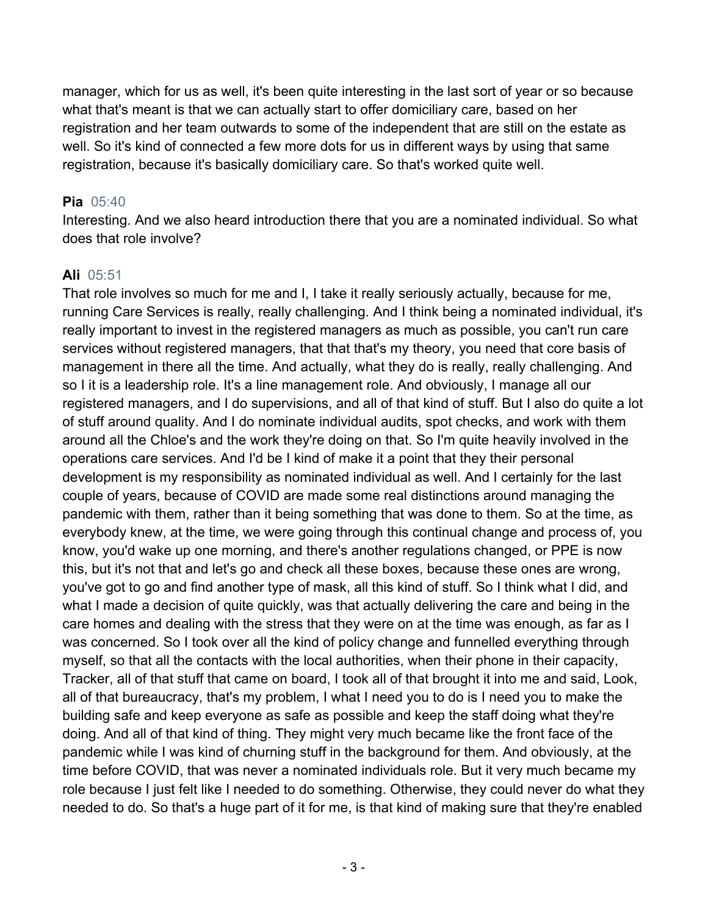manager, which for us as well, it's been quite interesting in the last sort of year or so because what that's meant is that we can actually start to offer domiciliary care, based on her registration and her team outwards to some of the independent that are still on the estate as well. So it's kind of connected a few more dots for us in different ways by using that same registration, because it's basically domiciliary care. So that's worked quite well.

**Pia** 05:40
Interesting. And we also heard introduction there that you are a nominated individual. So what does that role involve?

**Ali** 05:51
That role involves so much for me and I, I take it really seriously actually, because for me, running Care Services is really, really challenging. And I think being a nominated individual, it's really important to invest in the registered managers as much as possible, you can't run care services without registered managers, that that that's my theory, you need that core basis of management in there all the time. And actually, what they do is really, really challenging. And so I it is a leadership role. It's a line management role. And obviously, I manage all our registered managers, and I do supervisions, and all of that kind of stuff. But I also do quite a lot of stuff around quality. And I do nominate individual audits, spot checks, and work with them around all the Chloe's and the work they're doing on that. So I'm quite heavily involved in the operations care services. And I'd be I kind of make it a point that they their personal development is my responsibility as nominated individual as well. And I certainly for the last couple of years, because of COVID are made some real distinctions around managing the pandemic with them, rather than it being something that was done to them. So at the time, as everybody knew, at the time, we were going through this continual change and process of, you know, you'd wake up one morning, and there's another regulations changed, or PPE is now this, but it's not that and let's go and check all these boxes, because these ones are wrong, you've got to go and find another type of mask, all this kind of stuff. So I think what I did, and what I made a decision of quite quickly, was that actually delivering the care and being in the care homes and dealing with the stress that they were on at the time was enough, as far as I was concerned. So I took over all the kind of policy change and funnelled everything through myself, so that all the contacts with the local authorities, when their phone in their capacity, Tracker, all of that stuff that came on board, I took all of that brought it into me and said, Look, all of that bureaucracy, that's my problem, I what I need you to do is I need you to make the building safe and keep everyone as safe as possible and keep the staff doing what they're doing. And all of that kind of thing. They might very much became like the front face of the pandemic while I was kind of churning stuff in the background for them. And obviously, at the time before COVID, that was never a nominated individuals role. But it very much became my role because I just felt like I needed to do something. Otherwise, they could never do what they needed to do. So that's a huge part of it for me, is that kind of making sure that they're enabled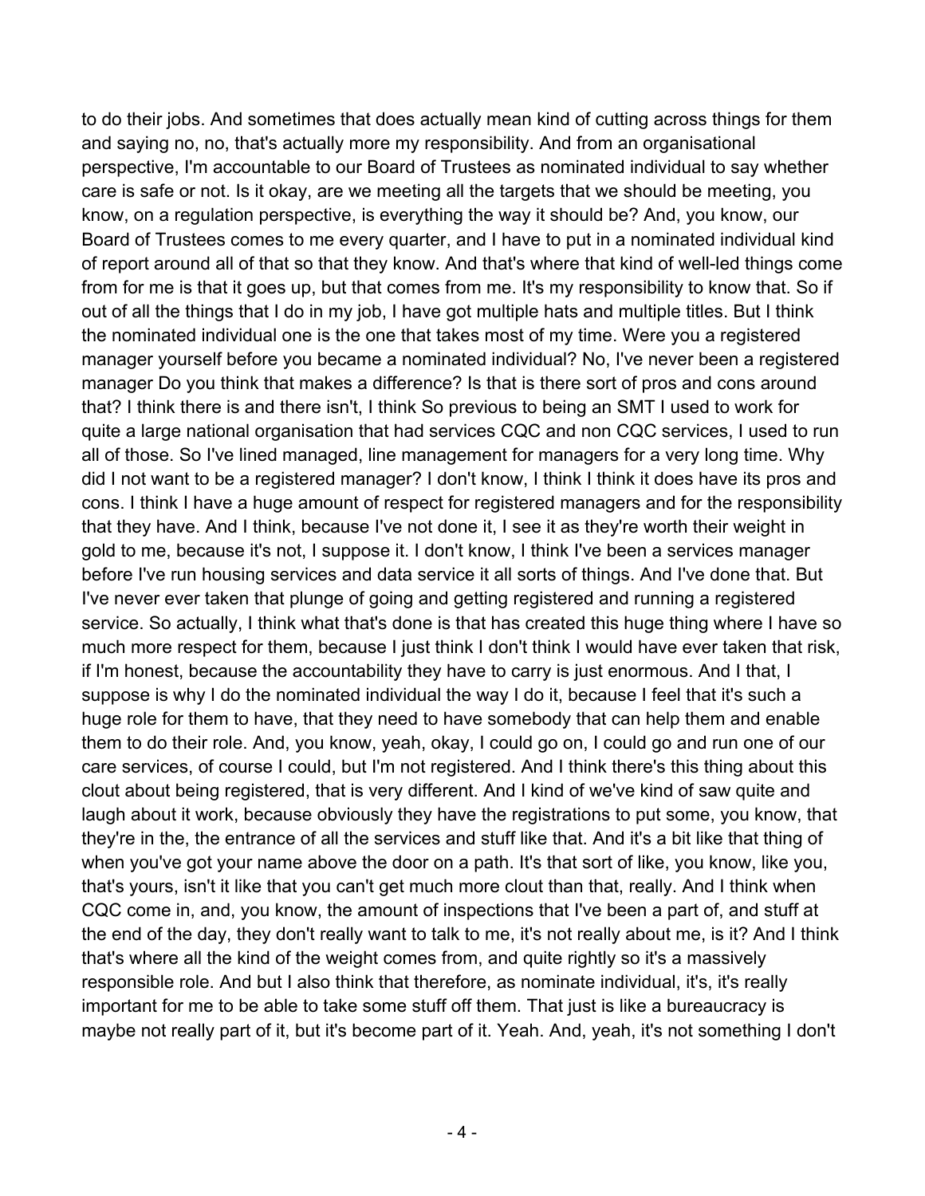to do their jobs. And sometimes that does actually mean kind of cutting across things for them and saying no, no, that's actually more my responsibility. And from an organisational perspective, I'm accountable to our Board of Trustees as nominated individual to say whether care is safe or not. Is it okay, are we meeting all the targets that we should be meeting, you know, on a regulation perspective, is everything the way it should be? And, you know, our Board of Trustees comes to me every quarter, and I have to put in a nominated individual kind of report around all of that so that they know. And that's where that kind of well-led things come from for me is that it goes up, but that comes from me. It's my responsibility to know that. So if out of all the things that I do in my job, I have got multiple hats and multiple titles. But I think the nominated individual one is the one that takes most of my time. Were you a registered manager yourself before you became a nominated individual? No, I've never been a registered manager Do you think that makes a difference? Is that is there sort of pros and cons around that? I think there is and there isn't, I think So previous to being an SMT I used to work for quite a large national organisation that had services CQC and non CQC services, I used to run all of those. So I've lined managed, line management for managers for a very long time. Why did I not want to be a registered manager? I don't know, I think I think it does have its pros and cons. I think I have a huge amount of respect for registered managers and for the responsibility that they have. And I think, because I've not done it, I see it as they're worth their weight in gold to me, because it's not, I suppose it. I don't know, I think I've been a services manager before I've run housing services and data service it all sorts of things. And I've done that. But I've never ever taken that plunge of going and getting registered and running a registered service. So actually, I think what that's done is that has created this huge thing where I have so much more respect for them, because I just think I don't think I would have ever taken that risk, if I'm honest, because the accountability they have to carry is just enormous. And I that, I suppose is why I do the nominated individual the way I do it, because I feel that it's such a huge role for them to have, that they need to have somebody that can help them and enable them to do their role. And, you know, yeah, okay, I could go on, I could go and run one of our care services, of course I could, but I'm not registered. And I think there's this thing about this clout about being registered, that is very different. And I kind of we've kind of saw quite and laugh about it work, because obviously they have the registrations to put some, you know, that they're in the, the entrance of all the services and stuff like that. And it's a bit like that thing of when you've got your name above the door on a path. It's that sort of like, you know, like you, that's yours, isn't it like that you can't get much more clout than that, really. And I think when CQC come in, and, you know, the amount of inspections that I've been a part of, and stuff at the end of the day, they don't really want to talk to me, it's not really about me, is it? And I think that's where all the kind of the weight comes from, and quite rightly so it's a massively responsible role. And but I also think that therefore, as nominate individual, it's, it's really important for me to be able to take some stuff off them. That just is like a bureaucracy is maybe not really part of it, but it's become part of it. Yeah. And, yeah, it's not something I don't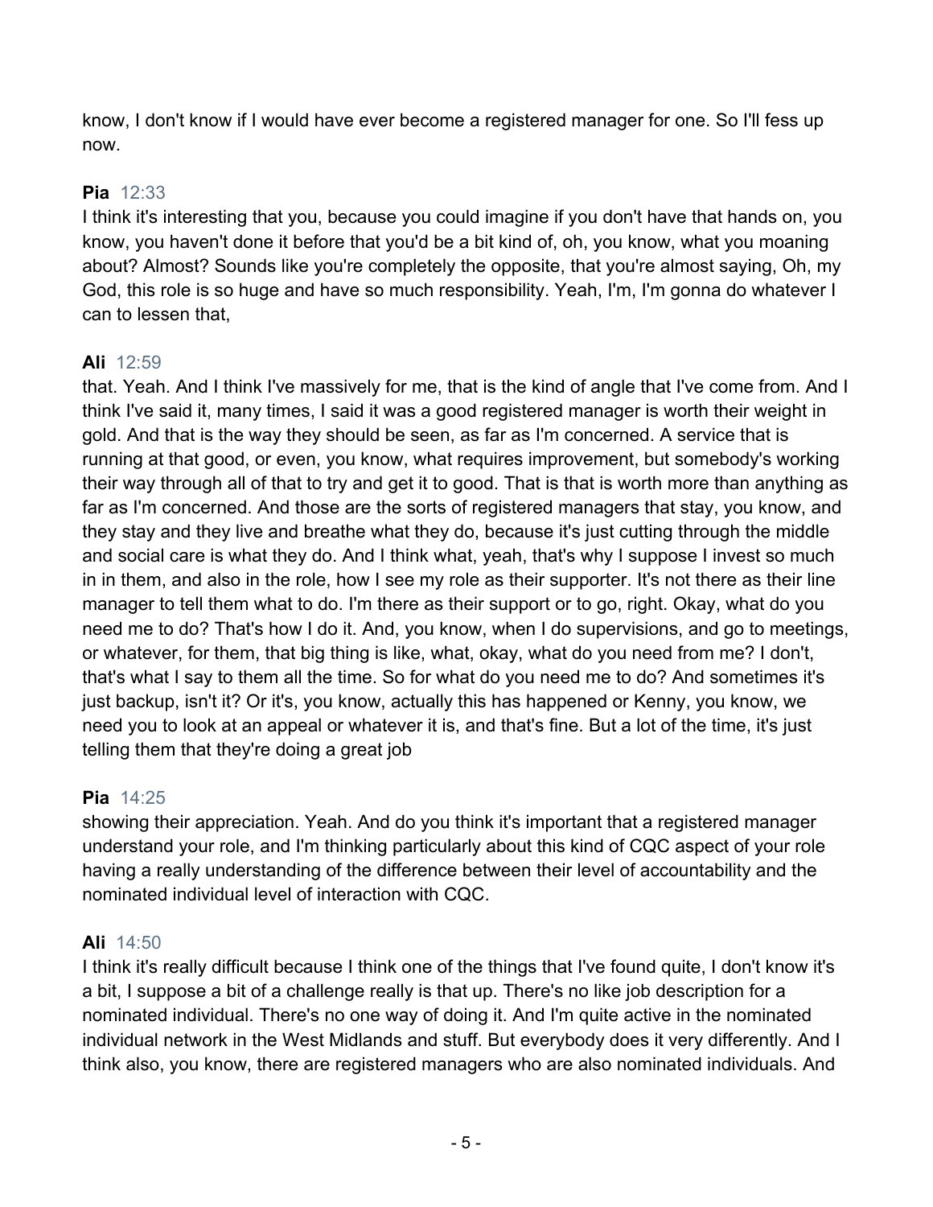know, I don't know if I would have ever become a registered manager for one. So I'll fess up now.

**Pia** 12:33
I think it's interesting that you, because you could imagine if you don't have that hands on, you know, you haven't done it before that you'd be a bit kind of, oh, you know, what you moaning about? Almost? Sounds like you're completely the opposite, that you're almost saying, Oh, my God, this role is so huge and have so much responsibility. Yeah, I'm, I'm gonna do whatever I can to lessen that,

**Ali** 12:59
that. Yeah. And I think I've massively for me, that is the kind of angle that I've come from. And I think I've said it, many times, I said it was a good registered manager is worth their weight in gold. And that is the way they should be seen, as far as I'm concerned. A service that is running at that good, or even, you know, what requires improvement, but somebody's working their way through all of that to try and get it to good. That is that is worth more than anything as far as I'm concerned. And those are the sorts of registered managers that stay, you know, and they stay and they live and breathe what they do, because it's just cutting through the middle and social care is what they do. And I think what, yeah, that's why I suppose I invest so much in in them, and also in the role, how I see my role as their supporter. It's not there as their line manager to tell them what to do. I'm there as their support or to go, right. Okay, what do you need me to do? That's how I do it. And, you know, when I do supervisions, and go to meetings, or whatever, for them, that big thing is like, what, okay, what do you need from me? I don't, that's what I say to them all the time. So for what do you need me to do? And sometimes it's just backup, isn't it? Or it's, you know, actually this has happened or Kenny, you know, we need you to look at an appeal or whatever it is, and that's fine. But a lot of the time, it's just telling them that they're doing a great job

**Pia** 14:25
showing their appreciation. Yeah. And do you think it's important that a registered manager understand your role, and I'm thinking particularly about this kind of CQC aspect of your role having a really understanding of the difference between their level of accountability and the nominated individual level of interaction with CQC.

**Ali** 14:50
I think it's really difficult because I think one of the things that I've found quite, I don't know it's a bit, I suppose a bit of a challenge really is that up. There's no like job description for a nominated individual. There's no one way of doing it. And I'm quite active in the nominated individual network in the West Midlands and stuff. But everybody does it very differently. And I think also, you know, there are registered managers who are also nominated individuals. And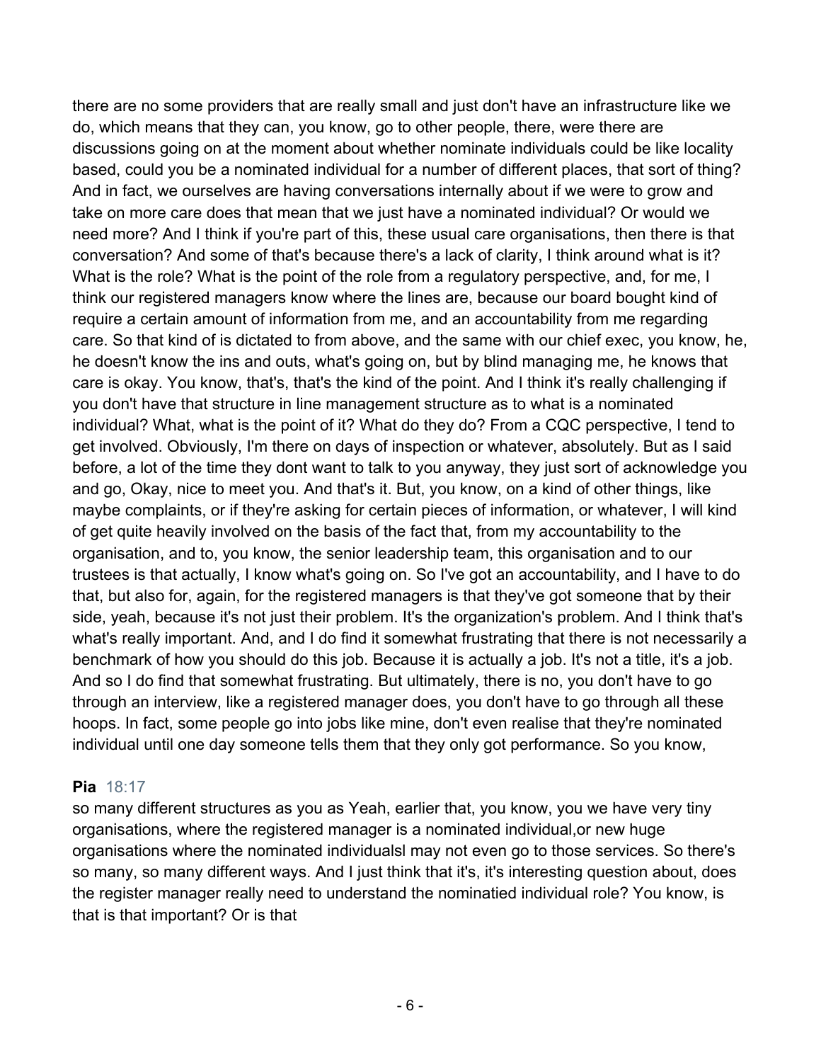there are no some providers that are really small and just don't have an infrastructure like we do, which means that they can, you know, go to other people, there, were there are discussions going on at the moment about whether nominate individuals could be like locality based, could you be a nominated individual for a number of different places, that sort of thing? And in fact, we ourselves are having conversations internally about if we were to grow and take on more care does that mean that we just have a nominated individual? Or would we need more? And I think if you're part of this, these usual care organisations, then there is that conversation? And some of that's because there's a lack of clarity, I think around what is it? What is the role? What is the point of the role from a regulatory perspective, and, for me, I think our registered managers know where the lines are, because our board bought kind of require a certain amount of information from me, and an accountability from me regarding care. So that kind of is dictated to from above, and the same with our chief exec, you know, he, he doesn't know the ins and outs, what's going on, but by blind managing me, he knows that care is okay. You know, that's, that's the kind of the point. And I think it's really challenging if you don't have that structure in line management structure as to what is a nominated individual? What, what is the point of it? What do they do? From a CQC perspective, I tend to get involved. Obviously, I'm there on days of inspection or whatever, absolutely. But as I said before, a lot of the time they dont want to talk to you anyway, they just sort of acknowledge you and go, Okay, nice to meet you. And that's it. But, you know, on a kind of other things, like maybe complaints, or if they're asking for certain pieces of information, or whatever, I will kind of get quite heavily involved on the basis of the fact that, from my accountability to the organisation, and to, you know, the senior leadership team, this organisation and to our trustees is that actually, I know what's going on. So I've got an accountability, and I have to do that, but also for, again, for the registered managers is that they've got someone that by their side, yeah, because it's not just their problem. It's the organization's problem. And I think that's what's really important. And, and I do find it somewhat frustrating that there is not necessarily a benchmark of how you should do this job. Because it is actually a job. It's not a title, it's a job. And so I do find that somewhat frustrating. But ultimately, there is no, you don't have to go through an interview, like a registered manager does, you don't have to go through all these hoops. In fact, some people go into jobs like mine, don't even realise that they're nominated individual until one day someone tells them that they only got performance. So you know,

**Pia** 18:17

so many different structures as you as Yeah, earlier that, you know, you we have very tiny organisations, where the registered manager is a nominated individual,or new huge organisations where the nominated individualsl may not even go to those services. So there's so many, so many different ways. And I just think that it's, it's interesting question about, does the register manager really need to understand the nominatied individual role? You know, is that is that important? Or is that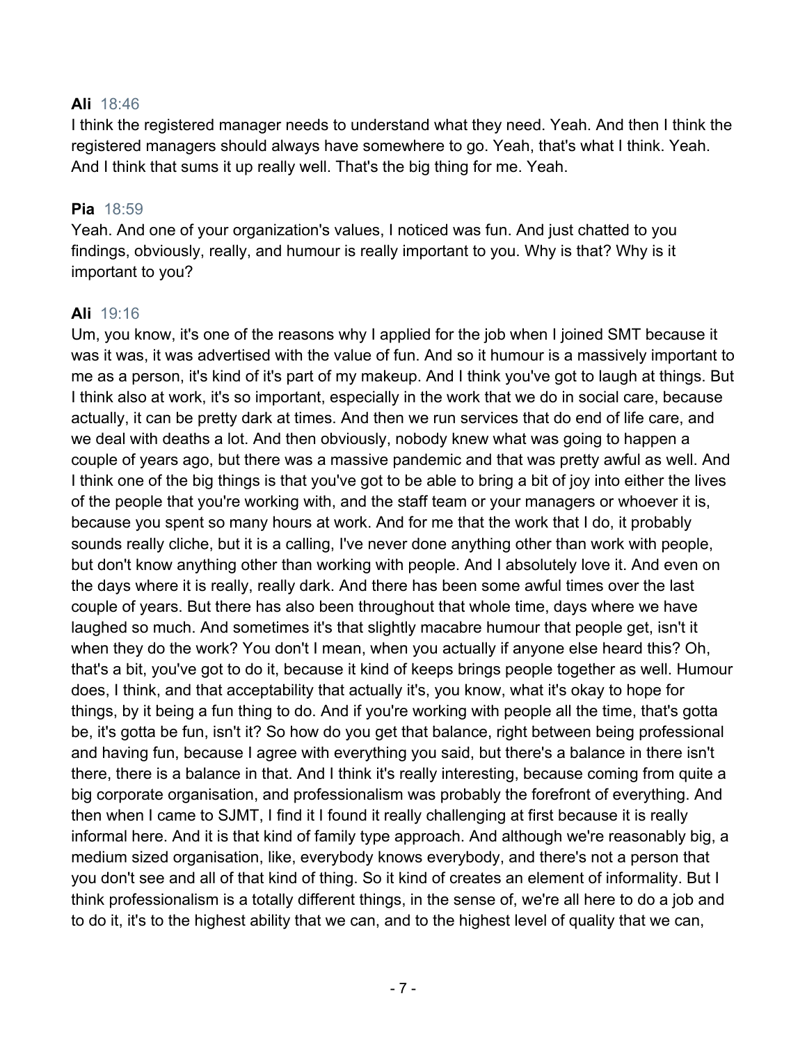**Ali** 18:46
I think the registered manager needs to understand what they need. Yeah. And then I think the registered managers should always have somewhere to go. Yeah, that's what I think. Yeah. And I think that sums it up really well. That's the big thing for me. Yeah.

**Pia** 18:59
Yeah. And one of your organization's values, I noticed was fun. And just chatted to you findings, obviously, really, and humour is really important to you. Why is that? Why is it important to you?

**Ali** 19:16
Um, you know, it's one of the reasons why I applied for the job when I joined SMT because it was it was, it was advertised with the value of fun. And so it humour is a massively important to me as a person, it's kind of it's part of my makeup. And I think you've got to laugh at things. But I think also at work, it's so important, especially in the work that we do in social care, because actually, it can be pretty dark at times. And then we run services that do end of life care, and we deal with deaths a lot. And then obviously, nobody knew what was going to happen a couple of years ago, but there was a massive pandemic and that was pretty awful as well. And I think one of the big things is that you've got to be able to bring a bit of joy into either the lives of the people that you're working with, and the staff team or your managers or whoever it is, because you spent so many hours at work. And for me that the work that I do, it probably sounds really cliche, but it is a calling, I've never done anything other than work with people, but don't know anything other than working with people. And I absolutely love it. And even on the days where it is really, really dark. And there has been some awful times over the last couple of years. But there has also been throughout that whole time, days where we have laughed so much. And sometimes it's that slightly macabre humour that people get, isn't it when they do the work? You don't I mean, when you actually if anyone else heard this? Oh, that's a bit, you've got to do it, because it kind of keeps brings people together as well. Humour does, I think, and that acceptability that actually it's, you know, what it's okay to hope for things, by it being a fun thing to do. And if you're working with people all the time, that's gotta be, it's gotta be fun, isn't it? So how do you get that balance, right between being professional and having fun, because I agree with everything you said, but there's a balance in there isn't there, there is a balance in that. And I think it's really interesting, because coming from quite a big corporate organisation, and professionalism was probably the forefront of everything. And then when I came to SJMT, I find it I found it really challenging at first because it is really informal here. And it is that kind of family type approach. And although we're reasonably big, a medium sized organisation, like, everybody knows everybody, and there's not a person that you don't see and all of that kind of thing. So it kind of creates an element of informality. But I think professionalism is a totally different things, in the sense of, we're all here to do a job and to do it, it's to the highest ability that we can, and to the highest level of quality that we can,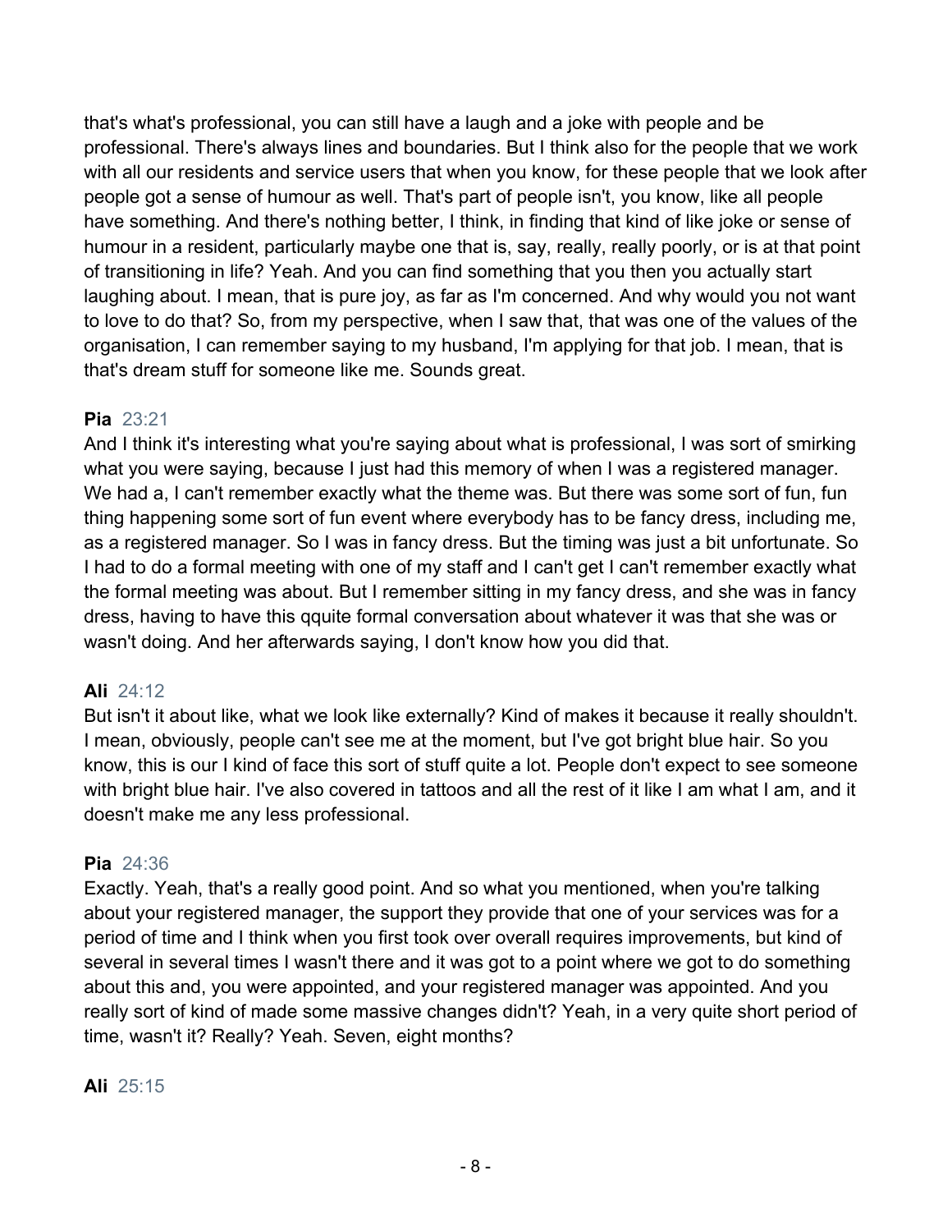that's what's professional, you can still have a laugh and a joke with people and be professional. There's always lines and boundaries. But I think also for the people that we work with all our residents and service users that when you know, for these people that we look after people got a sense of humour as well. That's part of people isn't, you know, like all people have something. And there's nothing better, I think, in finding that kind of like joke or sense of humour in a resident, particularly maybe one that is, say, really, really poorly, or is at that point of transitioning in life? Yeah. And you can find something that you then you actually start laughing about. I mean, that is pure joy, as far as I'm concerned. And why would you not want to love to do that? So, from my perspective, when I saw that, that was one of the values of the organisation, I can remember saying to my husband, I'm applying for that job. I mean, that is that's dream stuff for someone like me. Sounds great.

**Pia** 23:21

And I think it's interesting what you're saying about what is professional, I was sort of smirking what you were saying, because I just had this memory of when I was a registered manager. We had a, I can't remember exactly what the theme was. But there was some sort of fun, fun thing happening some sort of fun event where everybody has to be fancy dress, including me, as a registered manager. So I was in fancy dress. But the timing was just a bit unfortunate. So I had to do a formal meeting with one of my staff and I can't get I can't remember exactly what the formal meeting was about. But I remember sitting in my fancy dress, and she was in fancy dress, having to have this qquite formal conversation about whatever it was that she was or wasn't doing. And her afterwards saying, I don't know how you did that.

**Ali** 24:12

But isn't it about like, what we look like externally? Kind of makes it because it really shouldn't. I mean, obviously, people can't see me at the moment, but I've got bright blue hair. So you know, this is our I kind of face this sort of stuff quite a lot. People don't expect to see someone with bright blue hair. I've also covered in tattoos and all the rest of it like I am what I am, and it doesn't make me any less professional.

**Pia** 24:36

Exactly. Yeah, that's a really good point. And so what you mentioned, when you're talking about your registered manager, the support they provide that one of your services was for a period of time and I think when you first took over overall requires improvements, but kind of several in several times I wasn't there and it was got to a point where we got to do something about this and, you were appointed, and your registered manager was appointed. And you really sort of kind of made some massive changes didn't? Yeah, in a very quite short period of time, wasn't it? Really? Yeah. Seven, eight months?

**Ali** 25:15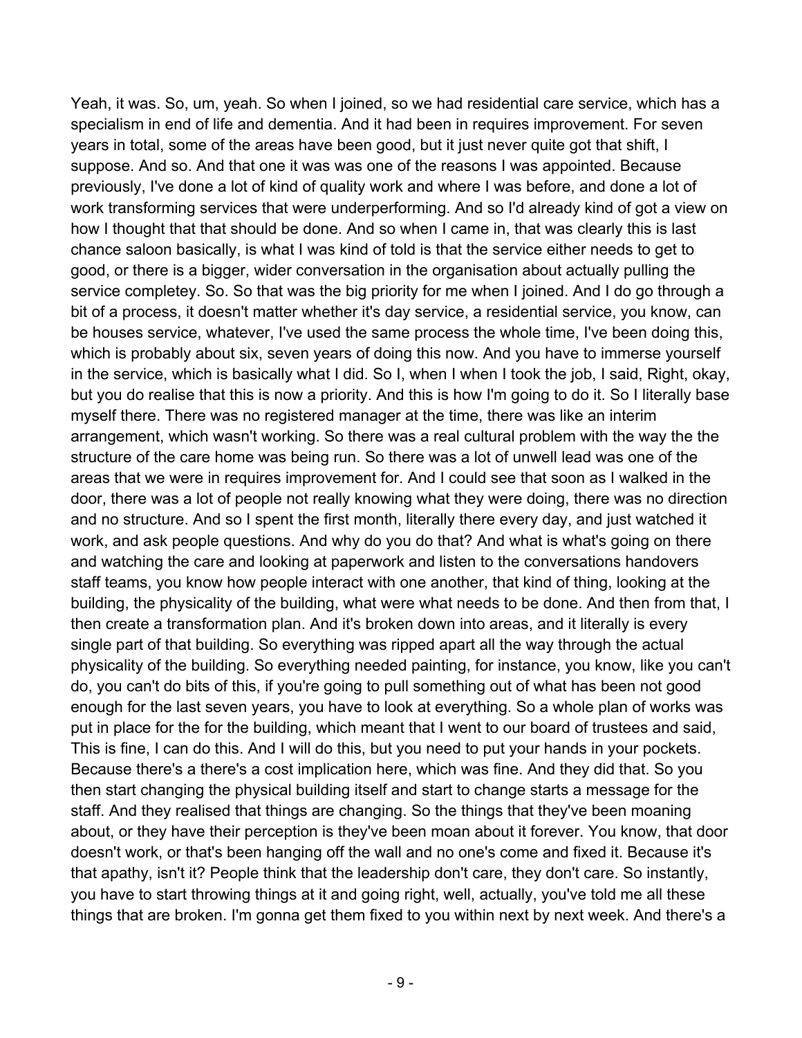Yeah, it was. So, um, yeah. So when I joined, so we had residential care service, which has a specialism in end of life and dementia. And it had been in requires improvement. For seven years in total, some of the areas have been good, but it just never quite got that shift, I suppose. And so. And that one it was was one of the reasons I was appointed. Because previously, I've done a lot of kind of quality work and where I was before, and done a lot of work transforming services that were underperforming. And so I'd already kind of got a view on how I thought that that should be done. And so when I came in, that was clearly this is last chance saloon basically, is what I was kind of told is that the service either needs to get to good, or there is a bigger, wider conversation in the organisation about actually pulling the service completey. So. So that was the big priority for me when I joined. And I do go through a bit of a process, it doesn't matter whether it's day service, a residential service, you know, can be houses service, whatever, I've used the same process the whole time, I've been doing this, which is probably about six, seven years of doing this now. And you have to immerse yourself in the service, which is basically what I did. So I, when I when I took the job, I said, Right, okay, but you do realise that this is now a priority. And this is how I'm going to do it. So I literally base myself there. There was no registered manager at the time, there was like an interim arrangement, which wasn't working. So there was a real cultural problem with the way the the structure of the care home was being run. So there was a lot of unwell lead was one of the areas that we were in requires improvement for. And I could see that soon as I walked in the door, there was a lot of people not really knowing what they were doing, there was no direction and no structure. And so I spent the first month, literally there every day, and just watched it work, and ask people questions. And why do you do that? And what is what's going on there and watching the care and looking at paperwork and listen to the conversations handovers staff teams, you know how people interact with one another, that kind of thing, looking at the building, the physicality of the building, what were what needs to be done. And then from that, I then create a transformation plan. And it's broken down into areas, and it literally is every single part of that building. So everything was ripped apart all the way through the actual physicality of the building. So everything needed painting, for instance, you know, like you can't do, you can't do bits of this, if you're going to pull something out of what has been not good enough for the last seven years, you have to look at everything. So a whole plan of works was put in place for the for the building, which meant that I went to our board of trustees and said, This is fine, I can do this. And I will do this, but you need to put your hands in your pockets. Because there's a there's a cost implication here, which was fine. And they did that. So you then start changing the physical building itself and start to change starts a message for the staff. And they realised that things are changing. So the things that they've been moaning about, or they have their perception is they've been moan about it forever. You know, that door doesn't work, or that's been hanging off the wall and no one's come and fixed it. Because it's that apathy, isn't it? People think that the leadership don't care, they don't care. So instantly, you have to start throwing things at it and going right, well, actually, you've told me all these things that are broken. I'm gonna get them fixed to you within next by next week. And there's a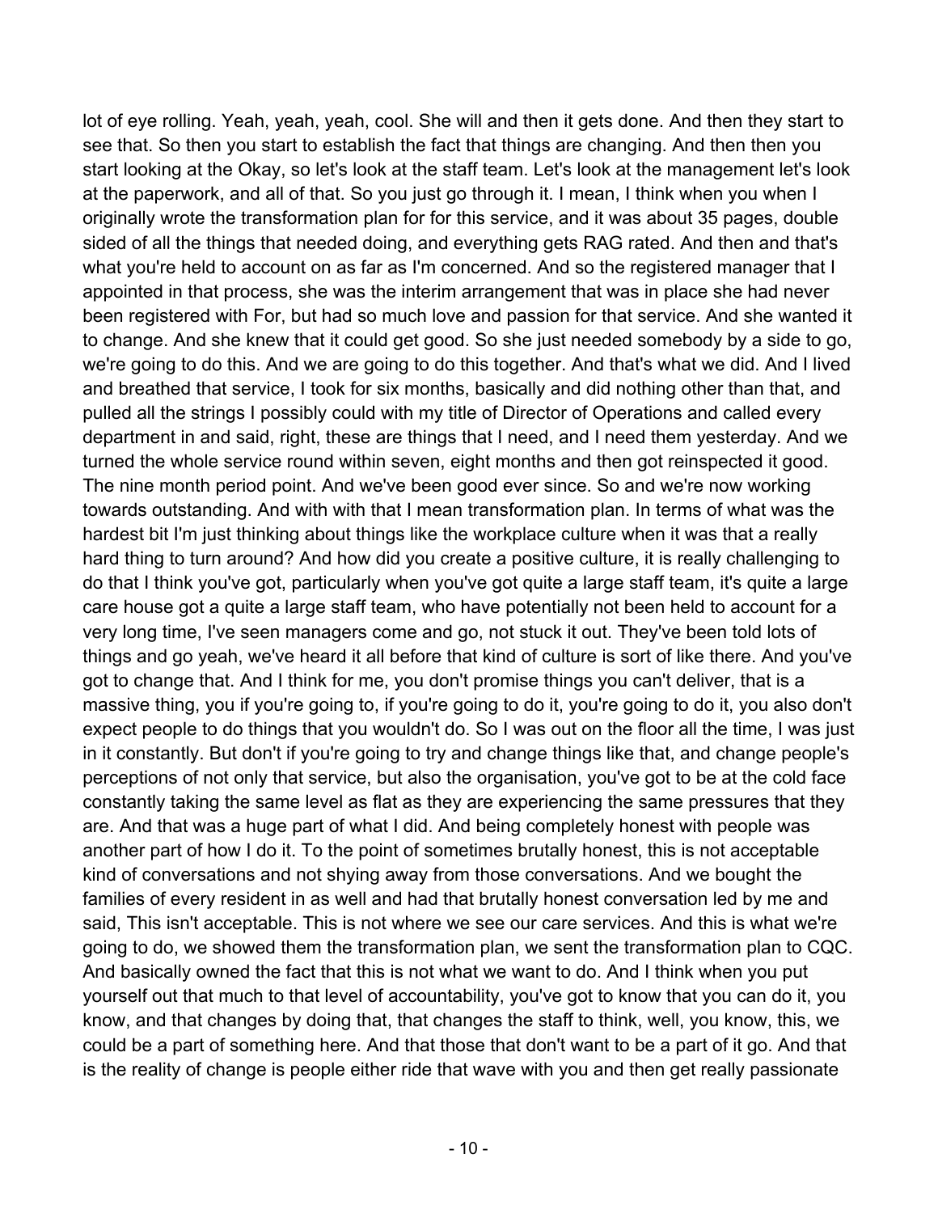lot of eye rolling. Yeah, yeah, yeah, cool. She will and then it gets done. And then they start to see that. So then you start to establish the fact that things are changing. And then then you start looking at the Okay, so let's look at the staff team. Let's look at the management let's look at the paperwork, and all of that. So you just go through it. I mean, I think when you when I originally wrote the transformation plan for for this service, and it was about 35 pages, double sided of all the things that needed doing, and everything gets RAG rated. And then and that's what you're held to account on as far as I'm concerned. And so the registered manager that I appointed in that process, she was the interim arrangement that was in place she had never been registered with For, but had so much love and passion for that service. And she wanted it to change. And she knew that it could get good. So she just needed somebody by a side to go, we're going to do this. And we are going to do this together. And that's what we did. And I lived and breathed that service, I took for six months, basically and did nothing other than that, and pulled all the strings I possibly could with my title of Director of Operations and called every department in and said, right, these are things that I need, and I need them yesterday. And we turned the whole service round within seven, eight months and then got reinspected it good. The nine month period point. And we've been good ever since. So and we're now working towards outstanding. And with with that I mean transformation plan. In terms of what was the hardest bit I'm just thinking about things like the workplace culture when it was that a really hard thing to turn around? And how did you create a positive culture, it is really challenging to do that I think you've got, particularly when you've got quite a large staff team, it's quite a large care house got a quite a large staff team, who have potentially not been held to account for a very long time, I've seen managers come and go, not stuck it out. They've been told lots of things and go yeah, we've heard it all before that kind of culture is sort of like there. And you've got to change that. And I think for me, you don't promise things you can't deliver, that is a massive thing, you if you're going to, if you're going to do it, you're going to do it, you also don't expect people to do things that you wouldn't do. So I was out on the floor all the time, I was just in it constantly. But don't if you're going to try and change things like that, and change people's perceptions of not only that service, but also the organisation, you've got to be at the cold face constantly taking the same level as flat as they are experiencing the same pressures that they are. And that was a huge part of what I did. And being completely honest with people was another part of how I do it. To the point of sometimes brutally honest, this is not acceptable kind of conversations and not shying away from those conversations. And we bought the families of every resident in as well and had that brutally honest conversation led by me and said, This isn't acceptable. This is not where we see our care services. And this is what we're going to do, we showed them the transformation plan, we sent the transformation plan to CQC. And basically owned the fact that this is not what we want to do. And I think when you put yourself out that much to that level of accountability, you've got to know that you can do it, you know, and that changes by doing that, that changes the staff to think, well, you know, this, we could be a part of something here. And that those that don't want to be a part of it go. And that is the reality of change is people either ride that wave with you and then get really passionate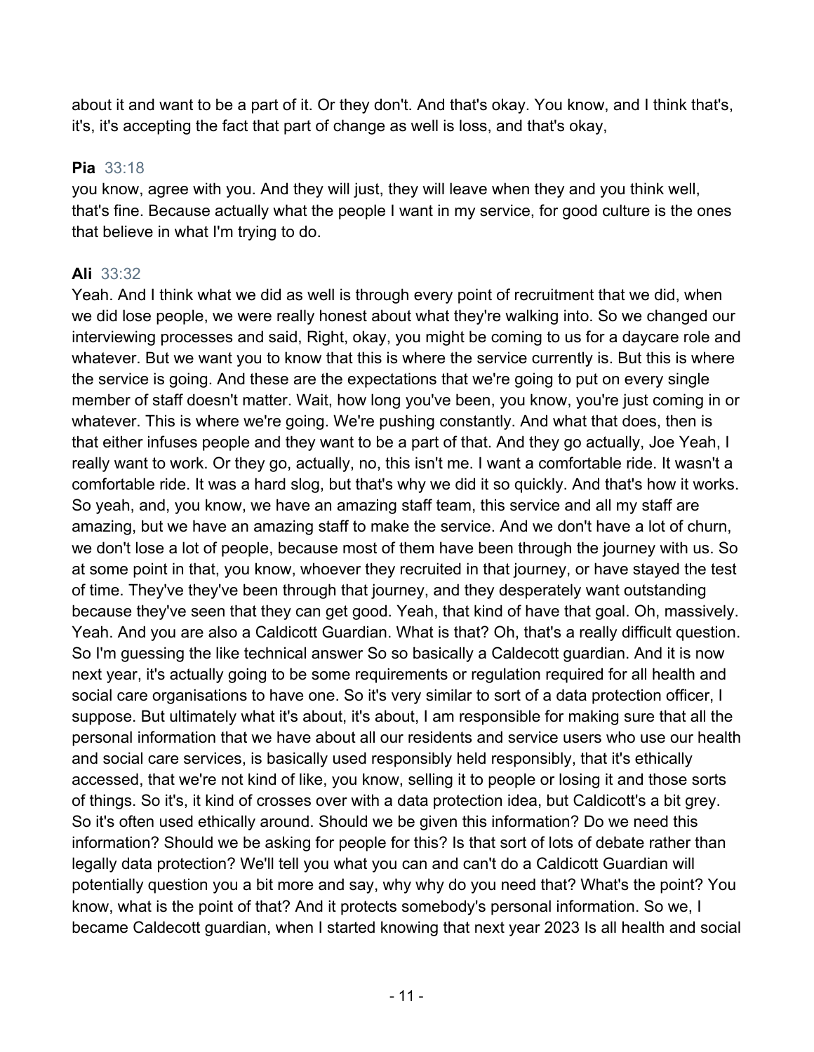about it and want to be a part of it. Or they don't. And that's okay. You know, and I think that's, it's, it's accepting the fact that part of change as well is loss, and that's okay,

**Pia** 33:18
you know, agree with you. And they will just, they will leave when they and you think well, that's fine. Because actually what the people I want in my service, for good culture is the ones that believe in what I'm trying to do.

**Ali** 33:32
Yeah. And I think what we did as well is through every point of recruitment that we did, when we did lose people, we were really honest about what they're walking into. So we changed our interviewing processes and said, Right, okay, you might be coming to us for a daycare role and whatever. But we want you to know that this is where the service currently is. But this is where the service is going. And these are the expectations that we're going to put on every single member of staff doesn't matter. Wait, how long you've been, you know, you're just coming in or whatever. This is where we're going. We're pushing constantly. And what that does, then is that either infuses people and they want to be a part of that. And they go actually, Joe Yeah, I really want to work. Or they go, actually, no, this isn't me. I want a comfortable ride. It wasn't a comfortable ride. It was a hard slog, but that's why we did it so quickly. And that's how it works. So yeah, and, you know, we have an amazing staff team, this service and all my staff are amazing, but we have an amazing staff to make the service. And we don't have a lot of churn, we don't lose a lot of people, because most of them have been through the journey with us. So at some point in that, you know, whoever they recruited in that journey, or have stayed the test of time. They've they've been through that journey, and they desperately want outstanding because they've seen that they can get good. Yeah, that kind of have that goal. Oh, massively. Yeah. And you are also a Caldicott Guardian. What is that? Oh, that's a really difficult question. So I'm guessing the like technical answer So so basically a Caldecott guardian. And it is now next year, it's actually going to be some requirements or regulation required for all health and social care organisations to have one. So it's very similar to sort of a data protection officer, I suppose. But ultimately what it's about, it's about, I am responsible for making sure that all the personal information that we have about all our residents and service users who use our health and social care services, is basically used responsibly held responsibly, that it's ethically accessed, that we're not kind of like, you know, selling it to people or losing it and those sorts of things. So it's, it kind of crosses over with a data protection idea, but Caldicott's a bit grey. So it's often used ethically around. Should we be given this information? Do we need this information? Should we be asking for people for this? Is that sort of lots of debate rather than legally data protection? We'll tell you what you can and can't do a Caldicott Guardian will potentially question you a bit more and say, why why do you need that? What's the point? You know, what is the point of that? And it protects somebody's personal information. So we, I became Caldecott guardian, when I started knowing that next year 2023 Is all health and social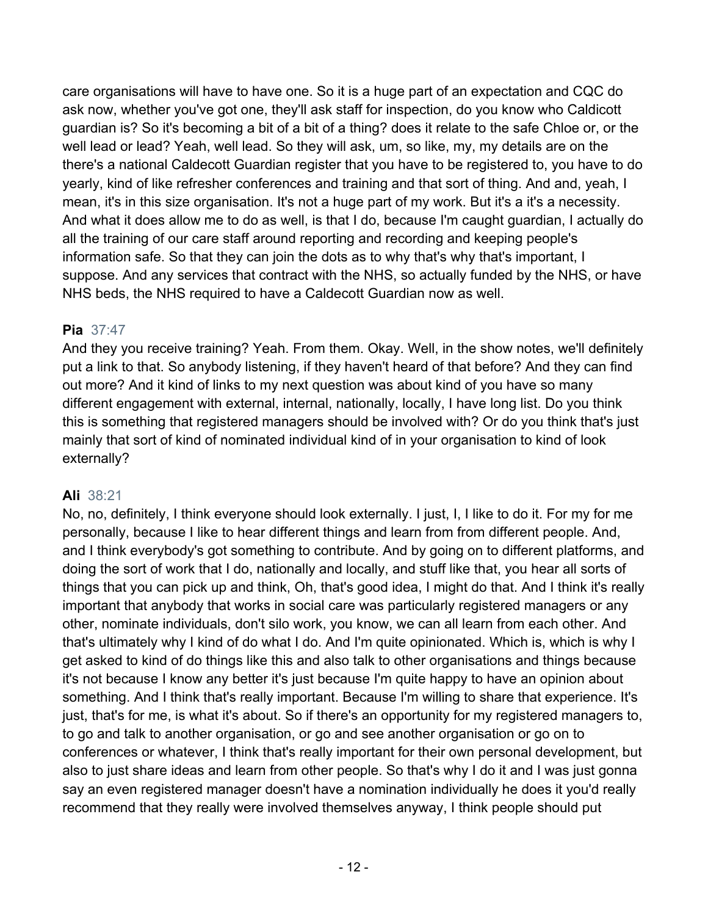care organisations will have to have one. So it is a huge part of an expectation and CQC do ask now, whether you've got one, they'll ask staff for inspection, do you know who Caldicott guardian is? So it's becoming a bit of a bit of a thing? does it relate to the safe Chloe or, or the well lead or lead? Yeah, well lead. So they will ask, um, so like, my, my details are on the there's a national Caldecott Guardian register that you have to be registered to, you have to do yearly, kind of like refresher conferences and training and that sort of thing. And and, yeah, I mean, it's in this size organisation. It's not a huge part of my work. But it's a it's a necessity. And what it does allow me to do as well, is that I do, because I'm caught guardian, I actually do all the training of our care staff around reporting and recording and keeping people's information safe. So that they can join the dots as to why that's why that's important, I suppose. And any services that contract with the NHS, so actually funded by the NHS, or have NHS beds, the NHS required to have a Caldecott Guardian now as well.

**Pia** 37:47

And they you receive training? Yeah. From them. Okay. Well, in the show notes, we'll definitely put a link to that. So anybody listening, if they haven't heard of that before? And they can find out more? And it kind of links to my next question was about kind of you have so many different engagement with external, internal, nationally, locally, I have long list. Do you think this is something that registered managers should be involved with? Or do you think that's just mainly that sort of kind of nominated individual kind of in your organisation to kind of look externally?

**Ali** 38:21

No, no, definitely, I think everyone should look externally. I just, I, I like to do it. For my for me personally, because I like to hear different things and learn from from different people. And, and I think everybody's got something to contribute. And by going on to different platforms, and doing the sort of work that I do, nationally and locally, and stuff like that, you hear all sorts of things that you can pick up and think, Oh, that's good idea, I might do that. And I think it's really important that anybody that works in social care was particularly registered managers or any other, nominate individuals, don't silo work, you know, we can all learn from each other. And that's ultimately why I kind of do what I do. And I'm quite opinionated. Which is, which is why I get asked to kind of do things like this and also talk to other organisations and things because it's not because I know any better it's just because I'm quite happy to have an opinion about something. And I think that's really important. Because I'm willing to share that experience. It's just, that's for me, is what it's about. So if there's an opportunity for my registered managers to, to go and talk to another organisation, or go and see another organisation or go on to conferences or whatever, I think that's really important for their own personal development, but also to just share ideas and learn from other people. So that's why I do it and I was just gonna say an even registered manager doesn't have a nomination individually he does it you'd really recommend that they really were involved themselves anyway, I think people should put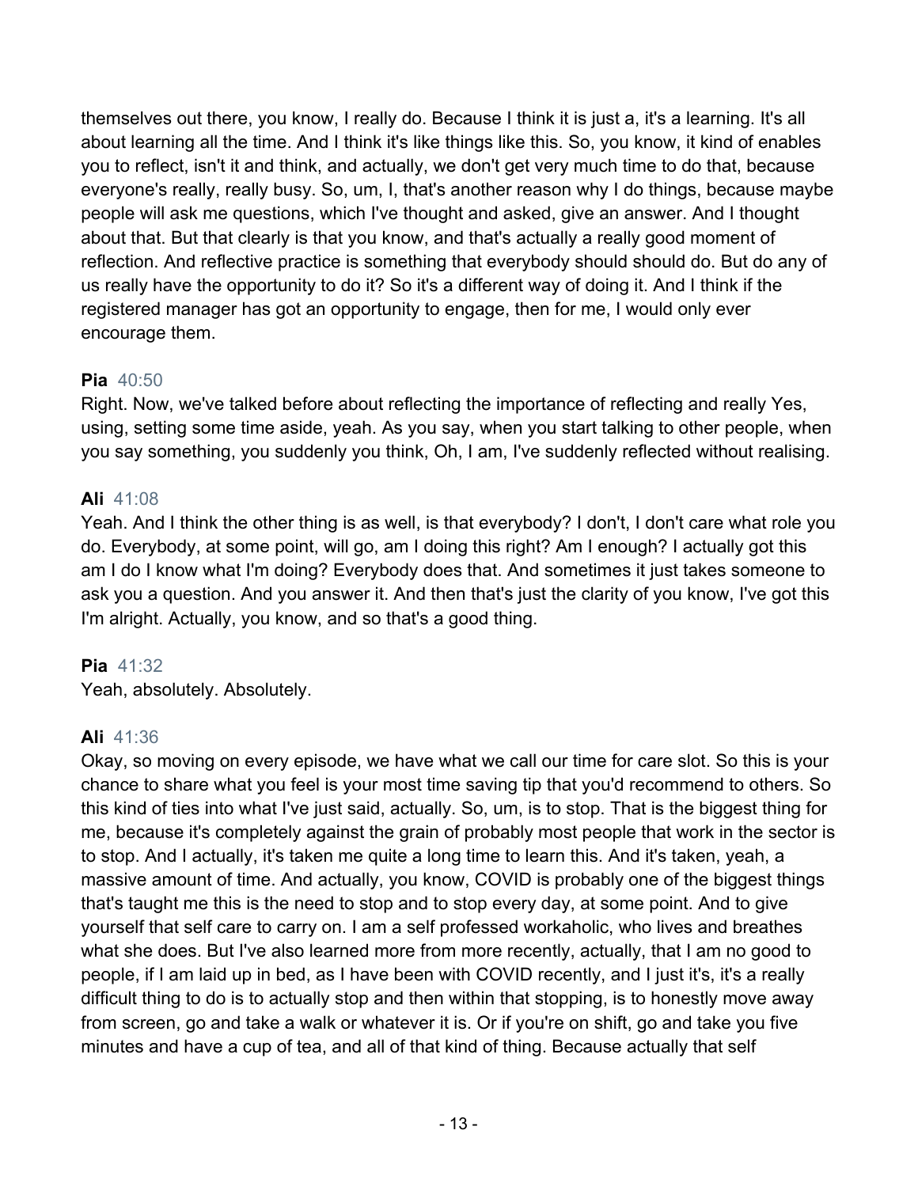themselves out there, you know, I really do. Because I think it is just a, it's a learning. It's all about learning all the time. And I think it's like things like this. So, you know, it kind of enables you to reflect, isn't it and think, and actually, we don't get very much time to do that, because everyone's really, really busy. So, um, I, that's another reason why I do things, because maybe people will ask me questions, which I've thought and asked, give an answer. And I thought about that. But that clearly is that you know, and that's actually a really good moment of reflection. And reflective practice is something that everybody should should do. But do any of us really have the opportunity to do it? So it's a different way of doing it. And I think if the registered manager has got an opportunity to engage, then for me, I would only ever encourage them.

**Pia** 40:50
Right. Now, we've talked before about reflecting the importance of reflecting and really Yes, using, setting some time aside, yeah. As you say, when you start talking to other people, when you say something, you suddenly you think, Oh, I am, I've suddenly reflected without realising.

**Ali** 41:08
Yeah. And I think the other thing is as well, is that everybody? I don't, I don't care what role you do. Everybody, at some point, will go, am I doing this right? Am I enough? I actually got this am I do I know what I'm doing? Everybody does that. And sometimes it just takes someone to ask you a question. And you answer it. And then that's just the clarity of you know, I've got this I'm alright. Actually, you know, and so that's a good thing.

**Pia** 41:32
Yeah, absolutely. Absolutely.

**Ali** 41:36
Okay, so moving on every episode, we have what we call our time for care slot. So this is your chance to share what you feel is your most time saving tip that you'd recommend to others. So this kind of ties into what I've just said, actually. So, um, is to stop. That is the biggest thing for me, because it's completely against the grain of probably most people that work in the sector is to stop. And I actually, it's taken me quite a long time to learn this. And it's taken, yeah, a massive amount of time. And actually, you know, COVID is probably one of the biggest things that's taught me this is the need to stop and to stop every day, at some point. And to give yourself that self care to carry on. I am a self professed workaholic, who lives and breathes what she does. But I've also learned more from more recently, actually, that I am no good to people, if I am laid up in bed, as I have been with COVID recently, and I just it's, it's a really difficult thing to do is to actually stop and then within that stopping, is to honestly move away from screen, go and take a walk or whatever it is. Or if you're on shift, go and take you five minutes and have a cup of tea, and all of that kind of thing. Because actually that self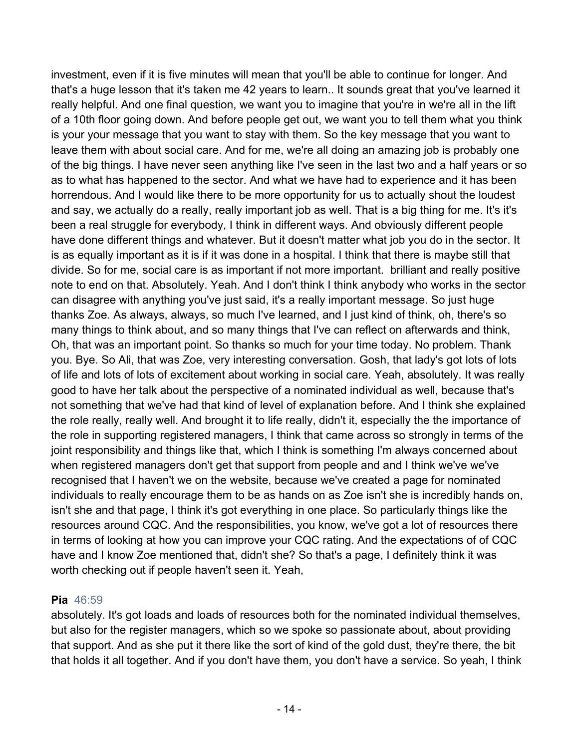investment, even if it is five minutes will mean that you'll be able to continue for longer. And that's a huge lesson that it's taken me 42 years to learn.. It sounds great that you've learned it really helpful. And one final question, we want you to imagine that you're in we're all in the lift of a 10th floor going down. And before people get out, we want you to tell them what you think is your your message that you want to stay with them. So the key message that you want to leave them with about social care. And for me, we're all doing an amazing job is probably one of the big things. I have never seen anything like I've seen in the last two and a half years or so as to what has happened to the sector. And what we have had to experience and it has been horrendous. And I would like there to be more opportunity for us to actually shout the loudest and say, we actually do a really, really important job as well. That is a big thing for me. It's it's been a real struggle for everybody, I think in different ways. And obviously different people have done different things and whatever. But it doesn't matter what job you do in the sector. It is as equally important as it is if it was done in a hospital. I think that there is maybe still that divide. So for me, social care is as important if not more important.  brilliant and really positive note to end on that. Absolutely. Yeah. And I don't think I think anybody who works in the sector can disagree with anything you've just said, it's a really important message. So just huge thanks Zoe. As always, always, so much I've learned, and I just kind of think, oh, there's so many things to think about, and so many things that I've can reflect on afterwards and think, Oh, that was an important point. So thanks so much for your time today. No problem. Thank you. Bye. So Ali, that was Zoe, very interesting conversation. Gosh, that lady's got lots of lots of life and lots of lots of excitement about working in social care. Yeah, absolutely. It was really good to have her talk about the perspective of a nominated individual as well, because that's not something that we've had that kind of level of explanation before. And I think she explained the role really, really well. And brought it to life really, didn't it, especially the the importance of the role in supporting registered managers, I think that came across so strongly in terms of the joint responsibility and things like that, which I think is something I'm always concerned about when registered managers don't get that support from people and and I think we've we've recognised that I haven't we on the website, because we've created a page for nominated individuals to really encourage them to be as hands on as Zoe isn't she is incredibly hands on, isn't she and that page, I think it's got everything in one place. So particularly things like the resources around CQC. And the responsibilities, you know, we've got a lot of resources there in terms of looking at how you can improve your CQC rating. And the expectations of of CQC have and I know Zoe mentioned that, didn't she? So that's a page, I definitely think it was worth checking out if people haven't seen it. Yeah,

**Pia** 46:59

absolutely. It's got loads and loads of resources both for the nominated individual themselves, but also for the register managers, which so we spoke so passionate about, about providing that support. And as she put it there like the sort of kind of the gold dust, they're there, the bit that holds it all together. And if you don't have them, you don't have a service. So yeah, I think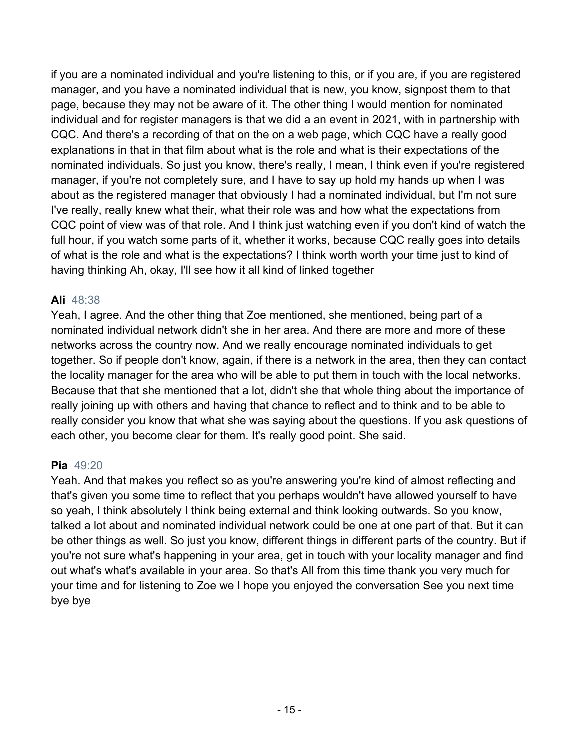if you are a nominated individual and you're listening to this, or if you are, if you are registered manager, and you have a nominated individual that is new, you know, signpost them to that page, because they may not be aware of it. The other thing I would mention for nominated individual and for register managers is that we did a an event in 2021, with in partnership with CQC. And there's a recording of that on the on a web page, which CQC have a really good explanations in that in that film about what is the role and what is their expectations of the nominated individuals. So just you know, there's really, I mean, I think even if you're registered manager, if you're not completely sure, and I have to say up hold my hands up when I was about as the registered manager that obviously I had a nominated individual, but I'm not sure I've really, really knew what their, what their role was and how what the expectations from CQC point of view was of that role. And I think just watching even if you don't kind of watch the full hour, if you watch some parts of it, whether it works, because CQC really goes into details of what is the role and what is the expectations? I think worth worth your time just to kind of having thinking Ah, okay, I'll see how it all kind of linked together

**Ali** 48:38

Yeah, I agree. And the other thing that Zoe mentioned, she mentioned, being part of a nominated individual network didn't she in her area. And there are more and more of these networks across the country now. And we really encourage nominated individuals to get together. So if people don't know, again, if there is a network in the area, then they can contact the locality manager for the area who will be able to put them in touch with the local networks. Because that that she mentioned that a lot, didn't she that whole thing about the importance of really joining up with others and having that chance to reflect and to think and to be able to really consider you know that what she was saying about the questions. If you ask questions of each other, you become clear for them. It's really good point. She said.

**Pia** 49:20

Yeah. And that makes you reflect so as you're answering you're kind of almost reflecting and that's given you some time to reflect that you perhaps wouldn't have allowed yourself to have so yeah, I think absolutely I think being external and think looking outwards. So you know, talked a lot about and nominated individual network could be one at one part of that. But it can be other things as well. So just you know, different things in different parts of the country. But if you're not sure what's happening in your area, get in touch with your locality manager and find out what's what's available in your area. So that's All from this time thank you very much for your time and for listening to Zoe we I hope you enjoyed the conversation See you next time bye bye